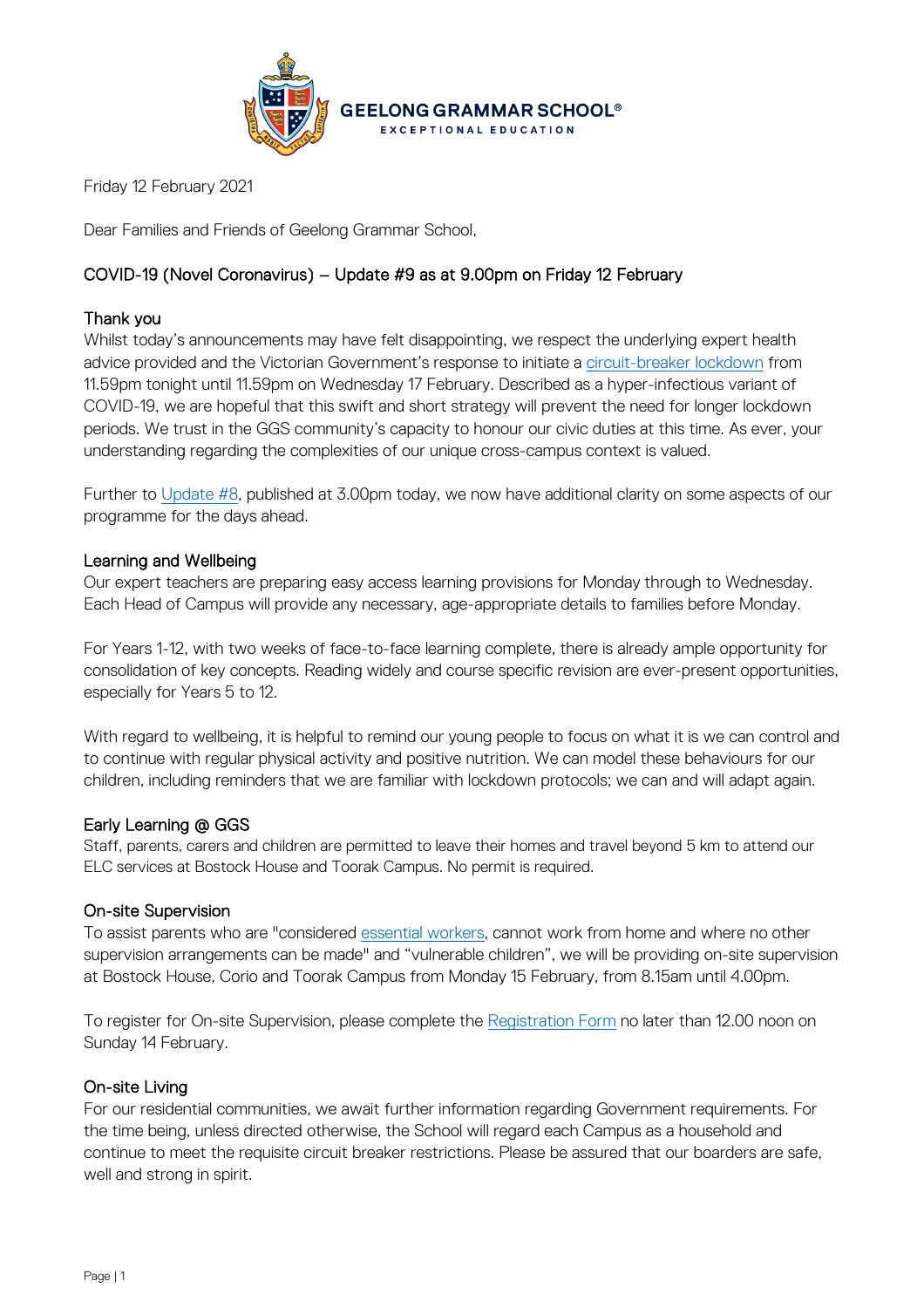GEELONG GRAMMAR SCHOOL®
EXCEPTIONAL EDUCATION

Friday 12 February 2021

Dear Families and Friends of Geelong Grammar School,

## COVID-19 (Novel Coronavirus) – Update #9 as at 9.00pm on Friday 12 February

### Thank you

Whilst today's announcements may have felt disappointing, we respect the underlying expert health advice provided and the Victorian Government's response to initiate a circuit-breaker lockdown from 11.59pm tonight until 11.59pm on Wednesday 17 February. Described as a hyper-infectious variant of COVID-19, we are hopeful that this swift and short strategy will prevent the need for longer lockdown periods. We trust in the GGS community's capacity to honour our civic duties at this time. As ever, your understanding regarding the complexities of our unique cross-campus context is valued.

Further to Update #8, published at 3.00pm today, we now have additional clarity on some aspects of our programme for the days ahead.

### Learning and Wellbeing

Our expert teachers are preparing easy access learning provisions for Monday through to Wednesday. Each Head of Campus will provide any necessary, age-appropriate details to families before Monday.

For Years 1-12, with two weeks of face-to-face learning complete, there is already ample opportunity for consolidation of key concepts. Reading widely and course specific revision are ever-present opportunities, especially for Years 5 to 12.

With regard to wellbeing, it is helpful to remind our young people to focus on what it is we can control and to continue with regular physical activity and positive nutrition. We can model these behaviours for our children, including reminders that we are familiar with lockdown protocols; we can and will adapt again.

### Early Learning @ GGS

Staff, parents, carers and children are permitted to leave their homes and travel beyond 5 km to attend our ELC services at Bostock House and Toorak Campus. No permit is required.

### On-site Supervision

To assist parents who are "considered essential workers, cannot work from home and where no other supervision arrangements can be made" and "vulnerable children", we will be providing on-site supervision at Bostock House, Corio and Toorak Campus from Monday 15 February, from 8.15am until 4.00pm.

To register for On-site Supervision, please complete the Registration Form no later than 12.00 noon on Sunday 14 February.

### On-site Living

For our residential communities, we await further information regarding Government requirements. For the time being, unless directed otherwise, the School will regard each Campus as a household and continue to meet the requisite circuit breaker restrictions. Please be assured that our boarders are safe, well and strong in spirit.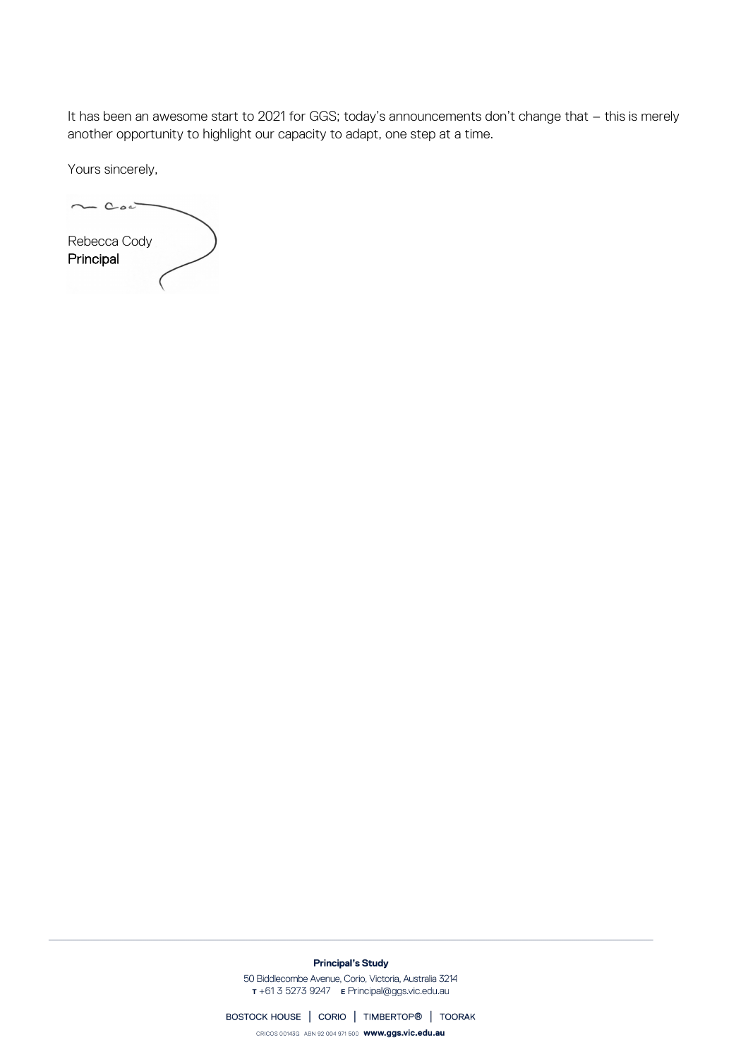It has been an awesome start to 2021 for GGS; today's announcements don't change that – this is merely another opportunity to highlight our capacity to adapt, one step at a time.

Yours sincerely,

Rebecca Cody
**Principal**

**Principal's Study**

50 Biddlecombe Avenue, Corio, Victoria, Australia 3214
**T** +61 3 5273 9247 **E** Principal@ggs.vic.edu.au

BOSTOCK HOUSE | CORIO | TIMBERTOP® | TOORAK

CRICOS 00143G ABN 92 004 971 500 **www.ggs.vic.edu.au**